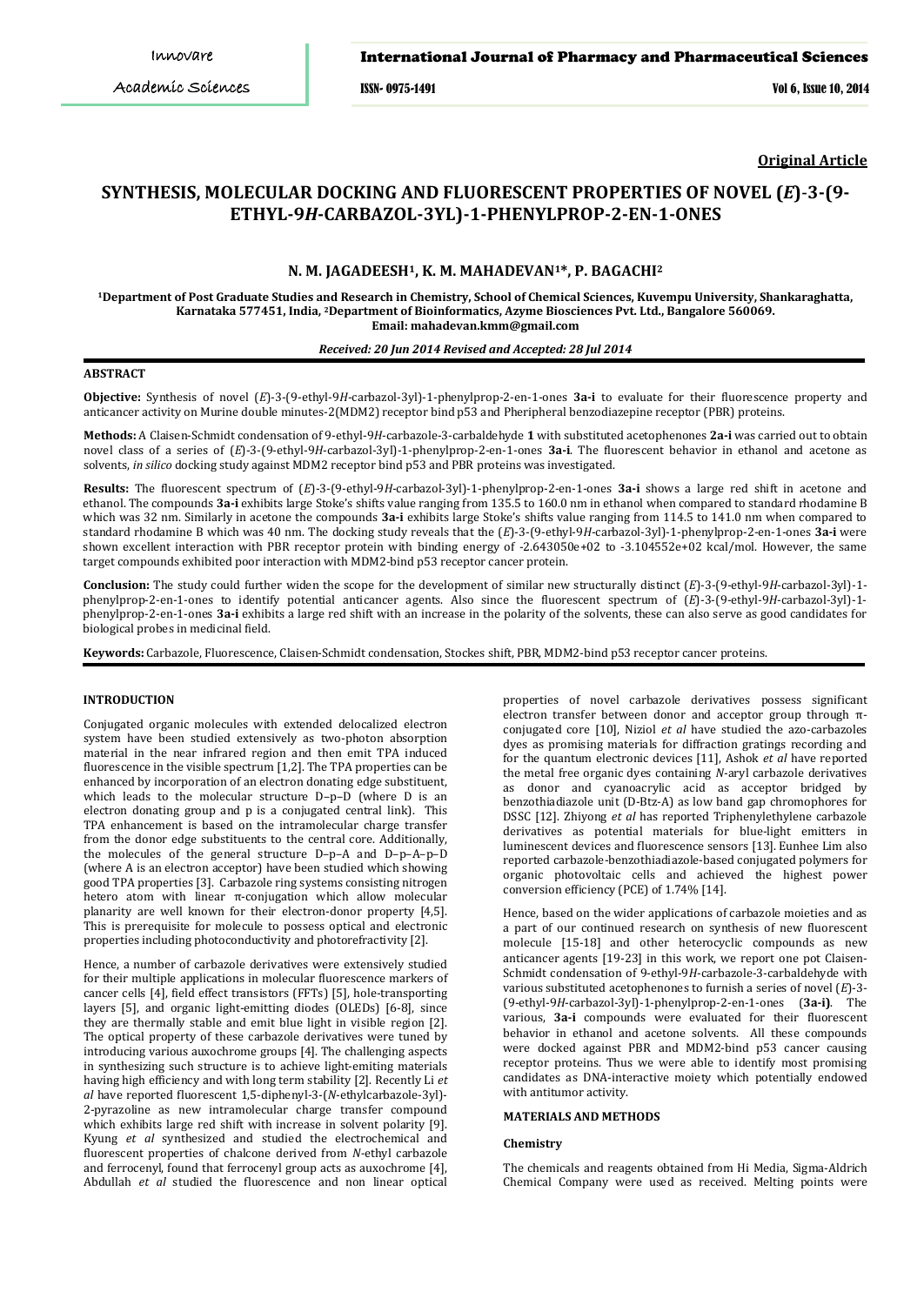**Original Article**

# SYNTHESIS, MOLECULAR DOCKING AND FLUORESCENT PROPERTIES OF NOVEL (*E*)-3-(9-ETHYL-9*H*-CARBAZOL-3YL)-1-PHENYLPROP-2-EN-1-ONES

**N. M. JAGADEESH[1], K. M. MAHADEVAN[1]*, P. BAGACHI[2]**

[1]Department of Post Graduate Studies and Research in Chemistry, School of Chemical Sciences, Kuvempu University, Shankaraghatta, Karnataka 577451, India, [2]Department of Bioinformatics, Azyme Biosciences Pvt. Ltd., Bangalore 560069.
Email: mahadevan.kmm@gmail.com

*Received: 20 Jun 2014 Revised and Accepted: 28 Jul 2014*

## ABSTRACT

**Objective:** Synthesis of novel (*E*)-3-(9-ethyl-9*H*-carbazol-3yl)-1-phenylprop-2-en-1-ones **3a-i** to evaluate for their fluorescence property and anticancer activity on Murine double minutes-2(MDM2) receptor bind p53 and Pheripheral benzodiazepine receptor (PBR) proteins.

**Methods:** A Claisen-Schmidt condensation of 9-ethyl-9*H*-carbazole-3-carbaldehyde **1** with substituted acetophenones **2a-i** was carried out to obtain novel class of a series of (*E*)-3-(9-ethyl-9*H*-carbazol-3yl)-1-phenylprop-2-en-1-ones **3a-i**. The fluorescent behavior in ethanol and acetone as solvents, *in silico* docking study against MDM2 receptor bind p53 and PBR proteins was investigated.

**Results:** The fluorescent spectrum of (*E*)-3-(9-ethyl-9*H*-carbazol-3yl)-1-phenylprop-2-en-1-ones **3a-i** shows a large red shift in acetone and ethanol. The compounds **3a-i** exhibits large Stoke's shifts value ranging from 135.5 to 160.0 nm in ethanol when compared to standard rhodamine B which was 32 nm. Similarly in acetone the compounds **3a-i** exhibits large Stoke's shifts value ranging from 114.5 to 141.0 nm when compared to standard rhodamine B which was 40 nm. The docking study reveals that the (*E*)-3-(9-ethyl-9*H*-carbazol-3yl)-1-phenylprop-2-en-1-ones **3a-i** were shown excellent interaction with PBR receptor protein with binding energy of -2.643050e+02 to -3.104552e+02 kcal/mol. However, the same target compounds exhibited poor interaction with MDM2-bind p53 receptor cancer protein.

**Conclusion:** The study could further widen the scope for the development of similar new structurally distinct (*E*)-3-(9-ethyl-9*H*-carbazol-3yl)-1-phenylprop-2-en-1-ones to identify potential anticancer agents. Also since the fluorescent spectrum of (*E*)-3-(9-ethyl-9*H*-carbazol-3yl)-1-phenylprop-2-en-1-ones **3a-i** exhibits a large red shift with an increase in the polarity of the solvents, these can also serve as good candidates for biological probes in medicinal field.

**Keywords:** Carbazole, Fluorescence, Claisen-Schmidt condensation, Stockes shift, PBR, MDM2-bind p53 receptor cancer proteins.

## INTRODUCTION

Conjugated organic molecules with extended delocalized electron system have been studied extensively as two-photon absorption material in the near infrared region and then emit TPA induced fluorescence in the visible spectrum [1,2]. The TPA properties can be enhanced by incorporation of an electron donating edge substituent, which leads to the molecular structure D–p–D (where D is an electron donating group and p is a conjugated central link). This TPA enhancement is based on the intramolecular charge transfer from the donor edge substituents to the central core. Additionally, the molecules of the general structure D–p–A and D–p–A–p–D (where A is an electron acceptor) have been studied which showing good TPA properties [3]. Carbazole ring systems consisting nitrogen hetero atom with linear π-conjugation which allow molecular planarity are well known for their electron-donor property [4,5]. This is prerequisite for molecule to possess optical and electronic properties including photoconductivity and photorefractivity [2].

Hence, a number of carbazole derivatives were extensively studied for their multiple applications in molecular fluorescence markers of cancer cells [4], field effect transistors (FFTs) [5], hole-transporting layers [5], and organic light-emitting diodes (OLEDs) [6-8], since they are thermally stable and emit blue light in visible region [2]. The optical property of these carbazole derivatives were tuned by introducing various auxochrome groups [4]. The challenging aspects in synthesizing such structure is to achieve light-emiting materials having high efficiency and with long term stability [2]. Recently Li *et al* have reported fluorescent 1,5-diphenyl-3-(*N*-ethylcarbazole-3yl)-2-pyrazoline as new intramolecular charge transfer compound which exhibits large red shift with increase in solvent polarity [9]. Kyung *et al* synthesized and studied the electrochemical and fluorescent properties of chalcone derived from *N*-ethyl carbazole and ferrocenyl, found that ferrocenyl group acts as auxochrome [4], Abdullah *et al* studied the fluorescence and non linear optical properties of novel carbazole derivatives possess significant electron transfer between donor and acceptor group through π-conjugated core [10], Niziol *et al* have studied the azo-carbazoles dyes as promising materials for diffraction gratings recording and for the quantum electronic devices [11], Ashok *et al* have reported the metal free organic dyes containing *N*-aryl carbazole derivatives as donor and cyanoacrylic acid as acceptor bridged by benzothiadiazole unit (D-Btz-A) as low band gap chromophores for DSSC [12]. Zhiyong *et al* has reported Triphenylethylene carbazole derivatives as potential materials for blue-light emitters in luminescent devices and fluorescence sensors [13]. Eunhee Lim also reported carbazole-benzothiadiazole-based conjugated polymers for organic photovoltaic cells and achieved the highest power conversion efficiency (PCE) of 1.74% [14].

Hence, based on the wider applications of carbazole moieties and as a part of our continued research on synthesis of new fluorescent molecule [15-18] and other heterocyclic compounds as new anticancer agents [19-23] in this work, we report one pot Claisen-Schmidt condensation of 9-ethyl-9*H*-carbazole-3-carbaldehyde with various substituted acetophenones to furnish a series of novel (*E*)-3-(9-ethyl-9*H*-carbazol-3yl)-1-phenylprop-2-en-1-ones (**3a-i**). The various, **3a-i** compounds were evaluated for their fluorescent behavior in ethanol and acetone solvents. All these compounds were docked against PBR and MDM2-bind p53 cancer causing receptor proteins. Thus we were able to identify most promising candidates as DNA-interactive moiety which potentially endowed with antitumor activity.

## MATERIALS AND METHODS

### Chemistry

The chemicals and reagents obtained from Hi Media, Sigma-Aldrich Chemical Company were used as received. Melting points were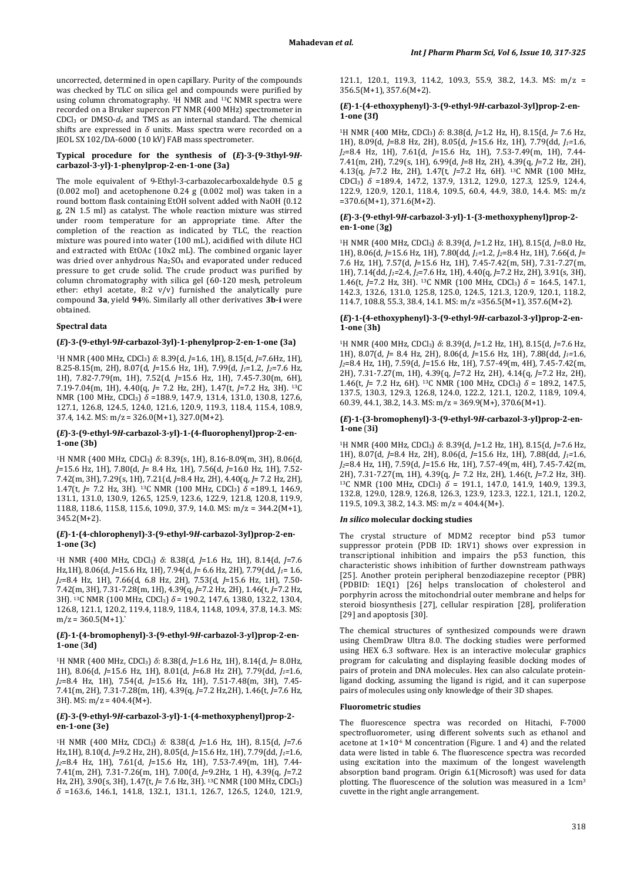uncorrected, determined in open capillary. Purity of the compounds was checked by TLC on silica gel and compounds were purified by using column chromatography. $^1$H NMR and $^{13}$C NMR spectra were recorded on a Bruker supercon FT NMR (400 MHz) spectrometer in $CDCl_3$ or DMSO-$d_6$ and TMS as an internal standard. The chemical shifts are expressed in $\delta$ units. Mass spectra were recorded on a JEOL SX 102/DA-6000 (10 kV) FAB mass spectrometer.

#### Typical procedure for the synthesis of (*E*)-3-(9-3thyl-9*H*-carbazol-3-yl)-1-phenylprop-2-en-1-one (3a)

The mole equivalent of 9-Ethyl-3-carbazolecarboxaldehyde 0.5 g (0.002 mol) and acetophenone 0.24 g (0.002 mol) was taken in a round bottom flask containing EtOH solvent added with NaOH (0.12 g, 2N 1.5 ml) as catalyst. The whole reaction mixture was stirred under room temperature for an appropriate time. After the completion of the reaction as indicated by TLC, the reaction mixture was poured into water (100 mL), acidified with dilute HCl and extracted with EtOAc (10x2 mL). The combined organic layer was dried over anhydrous $Na_2SO_4$ and evaporated under reduced pressure to get crude solid. The crude product was purified by column chromatography with silica gel (60-120 mesh, petroleum ether: ethyl acetate, 8:2 v/v) furnished the analytically pure compound **3a**, yield **94**%. Similarly all other derivatives **3b-i** were obtained.

#### Spectral data

#### (*E*)-3-(9-ethyl-9*H*-carbazol-3yl)-1-phenylprop-2-en-1-one (3a)

$^1$H NMR (400 MHz, $CDCl_3$) $\delta$: 8.39(d, *J*=1.6, 1H), 8.15(d, *J*=7.6Hz, 1H), 8.25-8.15(m, 2H), 8.07(d, *J*=15.6 Hz, 1H), 7.99(d, $J_1$=1.2, $J_2$=7.6 Hz, 1H), 7.82-7.79(m, 1H), 7.52(d, *J*=15.6 Hz, 1H), 7.45-7.30(m, 6H), 7.19-7.04(m, 1H), 4.40(q, *J*= 7.2 Hz, 2H), 1.47(t, *J*=7.2 Hz, 3H). $^{13}$C NMR (100 MHz, $CDCl_3$) $\delta$ =188.9, 147.9, 131.4, 131.0, 130.8, 127.6, 127.1, 126.8, 124.5, 124.0, 121.6, 120.9, 119.3, 118.4, 115.4, 108.9, 37.4, 14.2. MS: m/z = 326.0(M+1), 327.0(M+2).

#### (*E*)-3-(9-ethyl-9*H*-carbazol-3-yl)-1-(4-fluorophenyl)prop-2-en-1-one (3b)

$^1$H NMR (400 MHz, $CDCl_3$) $\delta$: 8.39(s, 1H), 8.16-8.09(m, 3H), 8.06(d, *J*=15.6 Hz, 1H), 7.80(d, *J*= 8.4 Hz, 1H), 7.56(d, *J*=16.0 Hz, 1H), 7.52-7.42(m, 3H), 7.29(s, 1H), 7.21(d, *J*=8.4 Hz, 2H), 4.40(q, *J*= 7.2 Hz, 2H), 1.47(t, *J*= 7.2 Hz, 3H). $^{13}$C NMR (100 MHz, $CDCl_3$) $\delta$ =189.1, 146.9, 131.1, 131.0, 130.9, 126.5, 125.9, 123.6, 122.9, 121.8, 120.8, 119.9, 118.8, 118.6, 115.8, 115.6, 109.0, 37.9, 14.0. MS: m/z = 344.2(M+1), 345.2(M+2).

#### (*E*)-1-(4-chlorophenyl)-3-(9-ethyl-9*H*-carbazol-3yl)prop-2-en-1-one (3c)

$^1$H NMR (400 MHz, $CDCl_3$) $\delta$: 8.38(d, *J*=1.6 Hz, 1H), 8.14(d, *J*=7.6 Hz,1H), 8.06(d, *J*=15.6 Hz, 1H), 7.94(d, *J*= 6.6 Hz, 2H), 7.79(dd, $J_1$= 1.6, $J_2$=8.4 Hz, 1H), 7.66(d, 6.8 Hz, 2H), 7.53(d, *J*=15.6 Hz, 1H), 7.50-7.42(m, 3H), 7.31-7.28(m, 1H), 4.39(q, *J*=7.2 Hz, 2H), 1.46(t, *J*=7.2 Hz, 3H). $^{13}$C NMR (100 MHz, $CDCl_3$) $\delta$ = 190.2, 147.6, 138.0, 132.2, 130.4, 126.8, 121.1, 120.2, 119.4, 118.9, 118.4, 114.8, 109.4, 37.8, 14.3. MS: m/z = 360.5(M+1).`

#### (*E*)-1-(4-bromophenyl)-3-(9-ethyl-9*H*-carbazol-3-yl)prop-2-en-1-one (3d)

$^1$H NMR (400 MHz, $CDCl_3$) $\delta$: 8.38(d, *J*=1.6 Hz, 1H), 8.14(d, *J*= 8.0Hz, 1H), 8.06(d, *J*=15.6 Hz, 1H), 8.01(d, *J*=6.8 Hz 2H), 7.79(dd, $J_1$=1.6, $J_2$=8.4 Hz, 1H), 7.54(d, *J*=15.6 Hz, 1H), 7.51-7.48(m, 3H), 7.45-7.41(m, 2H), 7.31-7.28(m, 1H), 4.39(q, *J*=7.2 Hz,2H), 1.46(t, *J*=7.6 Hz, 3H). MS: m/z = 404.4(M+).

#### (*E*)-3-(9-ethyl-9*H*-carbazol-3-yl)-1-(4-methoxyphenyl)prop-2-en-1-one (3e)

$^1$H NMR (400 MHz, $CDCl_3$) $\delta$: 8.38(d, *J*=1.6 Hz, 1H), 8.15(d, *J*=7.6 Hz,1H), 8.10(d, *J*=9.2 Hz, 2H), 8.05(d, *J*=15.6 Hz, 1H), 7.79(dd, $J_1$=1.6, $J_2$=8.4 Hz, 1H), 7.61(d, *J*=15.6 Hz, 1H), 7.53-7.49(m, 1H), 7.44-7.41(m, 2H), 7.31-7.26(m, 1H), 7.00(d, *J*=9.2Hz, 1 H), 4.39(q, *J*=7.2 Hz, 2H), 3.90(s, 3H), 1.47(t, *J*= 7.6 Hz, 3H). $^{13}$C NMR (100 MHz, $CDCl_3$) $\delta$ =163.6, 146.1, 141.8, 132.1, 131.1, 126.7, 126.5, 124.0, 121.9, 121.1, 120.1, 119.3, 114.2, 109.3, 55.9, 38.2, 14.3. MS: m/z = 356.5(M+1), 357.6(M+2).

#### (*E*)-1-(4-ethoxyphenyl)-3-(9-ethyl-9*H*-carbazol-3yl)prop-2-en-1-one (3f)

$^1$H NMR (400 MHz, $CDCl_3$) $\delta$: 8.38(d, *J*=1.2 Hz, H), 8.15(d, *J*= 7.6 Hz, 1H), 8.09(d, *J*=8.8 Hz, 2H), 8.05(d, *J*=15.6 Hz, 1H), 7.79(dd, $J_1$=1.6, $J_2$=8.4 Hz, 1H), 7.61(d, *J*=15.6 Hz, 1H), 7.53-7.49(m, 1H), 7.44-7.41(m, 2H), 7.29(s, 1H), 6.99(d, *J*=8 Hz, 2H), 4.39(q, *J*=7.2 Hz, 2H), 4.13(q, *J*=7.2 Hz, 2H), 1.47(t, *J*=7.2 Hz, 6H). $^{13}$C NMR (100 MHz, $CDCl_3$) $\delta$ =189.4, 147.2, 137.9, 131.2, 129.0, 127.3, 125.9, 124.4, 122.9, 120.9, 120.1, 118.4, 109.5, 60.4, 44.9, 38.0, 14.4. MS: m/z =370.6(M+1), 371.6(M+2).

#### (*E*)-3-(9-ethyl-9*H*-carbazol-3-yl)-1-(3-methoxyphenyl)prop-2-en-1-one (3g)

$^1$H NMR (400 MHz, $CDCl_3$) $\delta$: 8.39(d, *J*=1.2 Hz, 1H), 8.15(d, *J*=8.0 Hz, 1H), 8.06(d, *J*=15.6 Hz, 1H), 7.80(dd, $J_1$=1.2, $J_2$=8.4 Hz, 1H), 7.66(d, *J*= 7.6 Hz, 1H), 7.57(d, *J*=15.6 Hz, 1H), 7.45-7.42(m, 5H), 7.31-7.27(m, 1H), 7.14(dd, $J_1$=2.4, $J_2$=7.6 Hz, 1H), 4.40(q, *J*=7.2 Hz, 2H), 3.91(s, 3H), 1.46(t, *J*=7.2 Hz, 3H). $^{13}$C NMR (100 MHz, $CDCl_3$) $\delta$ = 164.5, 147.1, 142.3, 132.6, 131.0, 125.8, 125.0, 124.5, 121.3, 120.9, 120.1, 118.2, 114.7, 108.8, 55.3, 38.4, 14.1. MS: m/z =356.5(M+1), 357.6(M+2).

#### (*E*)-1-(4-ethoxyphenyl)-3-(9-ethyl-9*H*-carbazol-3-yl)prop-2-en-1-one (3h)

$^1$H NMR (400 MHz, $CDCl_3$) $\delta$: 8.39(d, *J*=1.2 Hz, 1H), 8.15(d, *J*=7.6 Hz, 1H), 8.07(d, *J*= 8.4 Hz, 2H), 8.06(d, *J*=15.6 Hz, 1H), 7.88(dd, $J_1$=1.6, $J_2$=8.4 Hz, 1H), 7.59(d, *J*=15.6 Hz, 1H), 7.57-49(m, 4H), 7.45-7.42(m, 2H), 7.31-7.27(m, 1H), 4.39(q, *J*=7.2 Hz, 2H), 4.14(q, *J*=7.2 Hz, 2H), 1.46(t, *J*= 7.2 Hz, 6H). $^{13}$C NMR (100 MHz, $CDCl_3$) $\delta$ = 189.2, 147.5, 137.5, 130.3, 129.3, 126.8, 124.0, 122.2, 121.1, 120.2, 118.9, 109.4, 60.39, 44.1, 38.2, 14.3. MS: m/z = 369.9(M+), 370.6(M+1).

#### (*E*)-1-(3-bromophenyl)-3-(9-ethyl-9*H*-carbazol-3-yl)prop-2-en-1-one (3i)

$^1$H NMR (400 MHz, $CDCl_3$) $\delta$: 8.39(d, *J*=1.2 Hz, 1H), 8.15(d, *J*=7.6 Hz, 1H), 8.07(d, *J*=8.4 Hz, 2H), 8.06(d, *J*=15.6 Hz, 1H), 7.88(dd, $J_1$=1.6, $J_2$=8.4 Hz, 1H), 7.59(d, *J*=15.6 Hz, 1H), 7.57-49(m, 4H), 7.45-7.42(m, 2H), 7.31-7.27(m, 1H), 4.39(q, *J*= 7.2 Hz, 2H), 1.46(t, *J*=7.2 Hz, 3H). $^{13}$C NMR (100 MHz, $CDCl_3$) $\delta$ = 191.1, 147.0, 141.9, 140.9, 139.3, 132.8, 129.0, 128.9, 126.8, 126.3, 123.9, 123.3, 122.1, 121.1, 120.2, 119.5, 109.3, 38.2, 14.3. MS: m/z = 404.4(M+).

#### *In silico* molecular docking studies

The crystal structure of MDM2 receptor bind p53 tumor suppressor protein (PDB ID: 1RV1) shows over expression in transcriptional inhibition and impairs the p53 function, this characteristic shows inhibition of further downstream pathways [25]. Another protein peripheral benzodiazepine receptor (PBR) (PDBID: 1EQ1) [26] helps translocation of cholesterol and porphyrin across the mitochondrial outer membrane and helps for steroid biosynthesis [27], cellular respiration [28], proliferation [29] and apoptosis [30].

The chemical structures of synthesized compounds were drawn using ChemDraw Ultra 8.0. The docking studies were performed using HEX 6.3 software. Hex is an interactive molecular graphics program for calculating and displaying feasible docking modes of pairs of protein and DNA molecules. Hex can also calculate protein-ligand docking, assuming the ligand is rigid, and it can superpose pairs of molecules using only knowledge of their 3D shapes.

#### Fluorometric studies

The fluorescence spectra was recorded on Hitachi, F-7000 spectrofluorometer, using different solvents such as ethanol and acetone at $1{\times}10^{-6}$ M concentration (Figure. 1 and 4) and the related data were listed in table 6. The fluorescence spectra was recorded using excitation into the maximum of the longest wavelength absorption band program. Origin 6.1(Microsoft) was used for data plotting. The fluorescence of the solution was measured in a 1cm$^3$ cuvette in the right angle arrangement.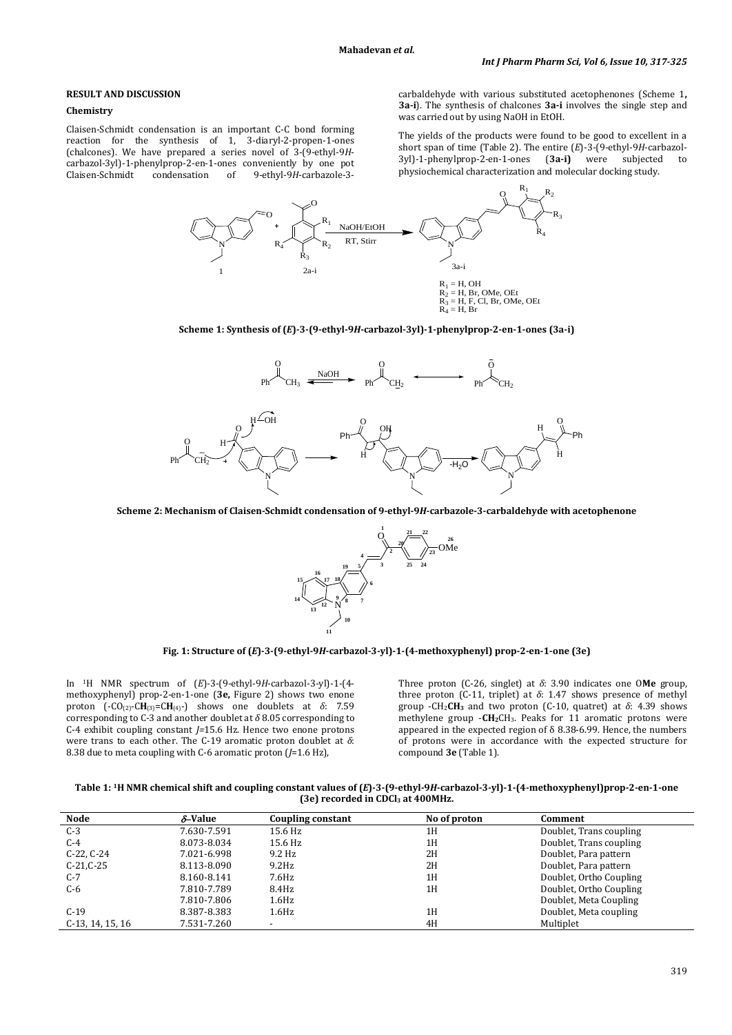## RESULT AND DISCUSSION

### Chemistry

Claisen-Schmidt condensation is an important C-C bond forming reaction for the synthesis of 1, 3-diaryl-2-propen-1-ones (chalcones). We have prepared a series novel of 3-(9-ethyl-9*H*-carbazol-3yl)-1-phenylprop-2-en-1-ones conveniently by one pot Claisen-Schmidt condensation of 9-ethyl-9*H*-carbazole-3-carbaldehyde with various substituted acetophenones (Scheme 1, **3a-i**). The synthesis of chalcones **3a-i** involves the single step and was carried out by using NaOH in EtOH.

The yields of the products were found to be good to excellent in a short span of time (Table 2). The entire (*E*)-3-(9-ethyl-9*H*-carbazol-3yl)-1-phenylprop-2-en-1-ones (**3a-i)** were subjected to physiochemical characterization and molecular docking study.

$R_1$ = H, OH
$R_2$ = H, Br, OMe, OEt
$R_3$ = H, F, Cl, Br, OMe, OEt
$R_4$ = H, Br

**Scheme 1: Synthesis of (*E*)-3-(9-ethyl-9*H*-carbazol-3yl)-1-phenylprop-2-en-1-ones (3a-i)**

**Scheme 2: Mechanism of Claisen-Schmidt condensation of 9-ethyl-9*H*-carbazole-3-carbaldehyde with acetophenone**

**Fig. 1: Structure of (*E*)-3-(9-ethyl-9*H*-carbazol-3-yl)-1-(4-methoxyphenyl) prop-2-en-1-one (3e)**

In [1]H NMR spectrum of (*E*)-3-(9-ethyl-9*H*-carbazol-3-yl)-1-(4-methoxyphenyl) prop-2-en-1-one (**3e,** Figure 2) shows two enone proton ($-CO_{(2)}-C\mathbf{H}_{(3)}=C\mathbf{H}_{(4)}-$) shows one doublets at $\delta$: 7.59 corresponding to C-3 and another doublet at $\delta$ 8.05 corresponding to C-4 exhibit coupling constant *J*=15.6 Hz. Hence two enone protons were trans to each other. The C-19 aromatic proton doublet at $\delta$: 8.38 due to meta coupling with C-6 aromatic proton (*J*=1.6 Hz),

Three proton (C-26, singlet) at $\delta$: 3.90 indicates one O**Me** group, three proton (C-11, triplet) at $\delta$: 1.47 shows presence of methyl group $-CH_2\mathbf{CH_3}$ and two proton (C-10, quatret) at $\delta$: 4.39 shows methylene group $-\mathbf{CH_2}CH_3$. Peaks for 11 aromatic protons were appeared in the expected region of δ 8.38-6.99. Hence, the numbers of protons were in accordance with the expected structure for compound **3e** (Table 1).

**Table 1: [1]H NMR chemical shift and coupling constant values of (*E*)-3-(9-ethyl-9*H*-carbazol-3-yl)-1-(4-methoxyphenyl)prop-2-en-1-one (3e) recorded in $CDCl_3$ at 400MHz.**

| Node | δ-Value | Coupling constant | No of proton | Comment |
|---|---|---|---|---|
| C-3 | 7.630-7.591 | 15.6 Hz | 1H | Doublet, Trans coupling |
| C-4 | 8.073-8.034 | 15.6 Hz | 1H | Doublet, Trans coupling |
| C-22, C-24 | 7.021-6.998 | 9.2 Hz | 2H | Doublet, Para pattern |
| C-21,C-25 | 8.113-8.090 | 9.2Hz | 2H | Doublet, Para pattern |
| C-7 | 8.160-8.141 | 7.6Hz | 1H | Doublet, Ortho Coupling |
| C-6 | 7.810-7.789 | 8.4Hz | 1H | Doublet, Ortho Coupling |
| | 7.810-7.806 | 1.6Hz | | Doublet, Meta Coupling |
| C-19 | 8.387-8.383 | 1.6Hz | 1H | Doublet, Meta coupling |
| C-13, 14, 15, 16 | 7.531-7.260 | - | 4H | Multiplet |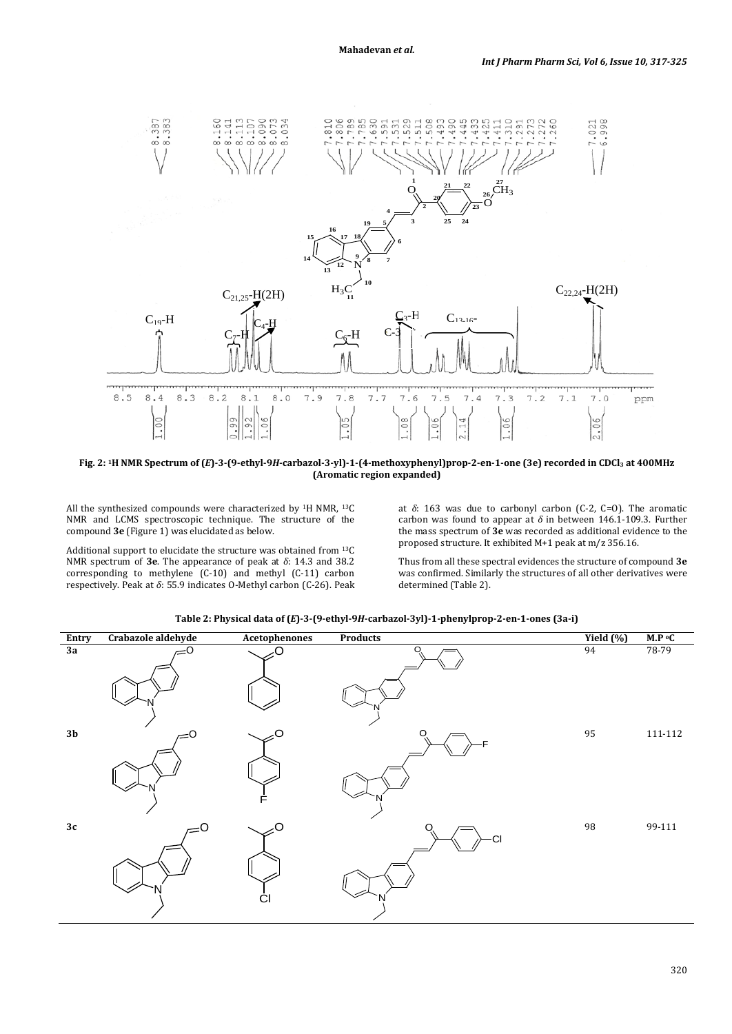**Fig. 2: $^1$H NMR Spectrum of (*E*)-3-(9-ethyl-9*H*-carbazol-3-yl)-1-(4-methoxyphenyl)prop-2-en-1-one (3e) recorded in $CDCl_3$ at 400MHz (Aromatic region expanded)**

All the synthesized compounds were characterized by $^1$H NMR, $^{13}$C NMR and LCMS spectroscopic technique. The structure of the compound **3e** (Figure 1) was elucidated as below.

Additional support to elucidate the structure was obtained from $^{13}$C NMR spectrum of **3e**. The appearance of peak at *δ*: 14.3 and 38.2 corresponding to methylene (C-10) and methyl (C-11) carbon respectively. Peak at *δ*: 55.9 indicates O-Methyl carbon (C-26). Peak at *δ*: 163 was due to carbonyl carbon (C-2, C=O). The aromatic carbon was found to appear at *δ* in between 146.1-109.3. Further the mass spectrum of **3e** was recorded as additional evidence to the proposed structure. It exhibited M+1 peak at m/z 356.16.

Thus from all these spectral evidences the structure of compound **3e** was confirmed. Similarly the structures of all other derivatives were determined (Table 2).

**Table 2: Physical data of (*E*)-3-(9-ethyl-9*H*-carbazol-3yl)-1-phenylprop-2-en-1-ones (3a-i)**

| Entry | Crabazole aldehyde | Acetophenones | Products | Yield (%) | M.P °C |
|---|---|---|---|---|---|
| 3a | | | | 94 | 78-79 |
| 3b | | | | 95 | 111-112 |
| 3c | | | | 98 | 99-111 |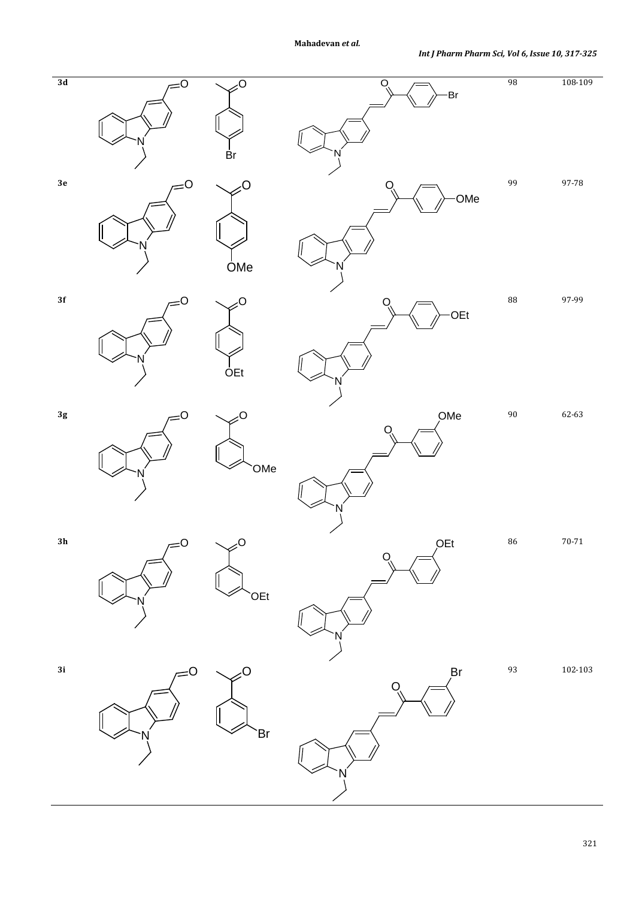| | | | | | |
|---|---|---|---|---|---|
| 3d | | Br | Br | 98 | 108-109 |
| 3e | | OMe | OMe | 99 | 97-78 |
| 3f | | OEt | OEt | 88 | 97-99 |
| 3g | | OMe | OMe | 90 | 62-63 |
| 3h | | OEt | OEt | 86 | 70-71 |
| 3i | | Br | Br | 93 | 102-103 |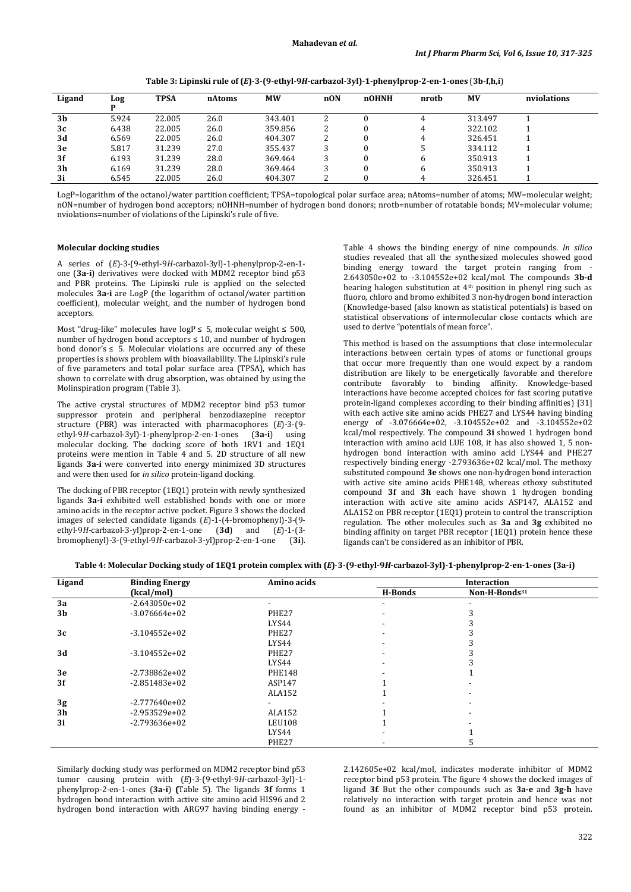**Table 3: Lipinski rule of (*E*)-3-(9-ethyl-9*H*-carbazol-3yl)-1-phenylprop-2-en-1-ones (3b-f,h,i)**

| Ligand | Log P | TPSA | nAtoms | MW | nON | nOHNH | nrotb | MV | nviolations |
|---|---|---|---|---|---|---|---|---|---|
| **3b** | 5.924 | 22.005 | 26.0 | 343.401 | 2 | 0 | 4 | 313.497 | 1 |
| **3c** | 6.438 | 22.005 | 26.0 | 359.856 | 2 | 0 | 4 | 322.102 | 1 |
| **3d** | 6.569 | 22.005 | 26.0 | 404.307 | 2 | 0 | 4 | 326.451 | 1 |
| **3e** | 5.817 | 31.239 | 27.0 | 355.437 | 3 | 0 | 5 | 334.112 | 1 |
| **3f** | 6.193 | 31.239 | 28.0 | 369.464 | 3 | 0 | 6 | 350.913 | 1 |
| **3h** | 6.169 | 31.239 | 28.0 | 369.464 | 3 | 0 | 6 | 350.913 | 1 |
| **3i** | 6.545 | 22.005 | 26.0 | 404.307 | 2 | 0 | 4 | 326.451 | 1 |

LogP=logarithm of the octanol/water partition coefficient; TPSA=topological polar surface area; nAtoms=number of atoms; MW=molecular weight; nON=number of hydrogen bond acceptors; nOHNH=number of hydrogen bond donors; nrotb=number of rotatable bonds; MV=molecular volume; nviolations=number of violations of the Lipinski's rule of five.

### Molecular docking studies

A series of (*E*)-3-(9-ethyl-9*H*-carbazol-3yl)-1-phenylprop-2-en-1-one (**3a-i**) derivatives were docked with MDM2 receptor bind p53 and PBR proteins. The Lipinski rule is applied on the selected molecules **3a-i** are LogP (the logarithm of octanol/water partition coefficient), molecular weight, and the number of hydrogen bond acceptors.

Most "drug-like" molecules have $\log P \leq 5$, molecular weight $\leq 500$, number of hydrogen bond acceptors $\leq 10$, and number of hydrogen bond donor's $\leq 5$. Molecular violations are occurred any of these properties is shows problem with bioavailability. The Lipinski's rule of five parameters and total polar surface area (TPSA), which has shown to correlate with drug absorption, was obtained by using the Molinspiration program (Table 3).

The active crystal structures of MDM2 receptor bind p53 tumor suppressor protein and peripheral benzodiazepine receptor structure (PBR) was interacted with pharmacophores (*E*)-3-(9-ethyl-9*H*-carbazol-3yl)-1-phenylprop-2-en-1-ones (**3a-i**) using molecular docking. The docking score of both 1RV1 and 1EQ1 proteins were mention in Table 4 and 5. 2D structure of all new ligands **3a-i** were converted into energy minimized 3D structures and were then used for *in silico* protein-ligand docking.

The docking of PBR receptor (1EQ1) protein with newly synthesized ligands **3a-i** exhibited well established bonds with one or more amino acids in the receptor active pocket. Figure 3 shows the docked images of selected candidate ligands (*E*)-1-(4-(bromophenyl)-3-(9-ethyl-9*H*-carbazol-3-yl)prop-2-en-1-one (**3d**) and (*E*)-1-(3-bromophenyl)-3-(9-ethyl-9*H*-carbazol-3-yl)prop-2-en-1-one (**3i**). Table 4 shows the binding energy of nine compounds. *In silico* studies revealed that all the synthesized molecules showed good binding energy toward the target protein ranging from -2.643050e+02 to -3.104552e+02 kcal/mol. The compounds **3b-d** bearing halogen substitution at 4th position in phenyl ring such as fluoro, chloro and bromo exhibited 3 non-hydrogen bond interaction (Knowledge-based (also known as statistical potentials) is based on statistical observations of intermolecular close contacts which are used to derive "potentials of mean force".

This method is based on the assumptions that close intermolecular interactions between certain types of atoms or functional groups that occur more frequently than one would expect by a random distribution are likely to be energetically favorable and therefore contribute favorably to binding affinity. Knowledge-based interactions have become accepted choices for fast scoring putative protein-ligand complexes according to their binding affinities) [31] with each active site amino acids PHE27 and LYS44 having binding energy of -3.076664e+02, -3.104552e+02 and -3.104552e+02 kcal/mol respectively. The compound **3i** showed 1 hydrogen bond interaction with amino acid LUE 108, it has also showed 1, 5 non-hydrogen bond interaction with amino acid LYS44 and PHE27 respectively binding energy -2.793636e+02 kcal/mol. The methoxy substituted compound **3e** shows one non-hydrogen bond interaction with active site amino acids PHE148, whereas ethoxy substituted compound **3f** and **3h** each have shown 1 hydrogen bonding interaction with active site amino acids ASP147, ALA152 and ALA152 on PBR receptor (1EQ1) protein to control the transcription regulation. The other molecules such as **3a** and **3g** exhibited no binding affinity on target PBR receptor (1EQ1) protein hence these ligands can't be considered as an inhibitor of PBR.

**Table 4: Molecular Docking study of 1EQ1 protein complex with (*E*)-3-(9-ethyl-9*H*-carbazol-3yl)-1-phenylprop-2-en-1-ones (3a-i)**

| Ligand | Binding Energy (kcal/mol) | Amino acids | Interaction | |
|---|---|---|---|---|
| | | | H-Bonds | Non-H-Bonds[31] |
| **3a** | -2.643050e+02 | - | - | - |
| **3b** | -3.076664e+02 | PHE27 | - | 3 |
| | | LYS44 | - | 3 |
| **3c** | -3.104552e+02 | PHE27 | - | 3 |
| | | LYS44 | - | 3 |
| **3d** | -3.104552e+02 | PHE27 | - | 3 |
| | | LYS44 | - | 3 |
| **3e** | -2.738862e+02 | PHE148 | - | 1 |
| **3f** | -2.851483e+02 | ASP147 | 1 | - |
| | | ALA152 | 1 | - |
| **3g** | -2.777640e+02 | - | - | - |
| **3h** | -2.953529e+02 | ALA152 | 1 | - |
| **3i** | -2.793636e+02 | LEU108 | 1 | - |
| | | LYS44 | - | 1 |
| | | PHE27 | - | 5 |

Similarly docking study was performed on MDM2 receptor bind p53 tumor causing protein with (*E*)-3-(9-ethyl-9*H*-carbazol-3yl)-1-phenylprop-2-en-1-ones (**3a-i**) **(**Table 5). The ligands **3f** forms 1 hydrogen bond interaction with active site amino acid HIS96 and 2 hydrogen bond interaction with ARG97 having binding energy -2.142605e+02 kcal/mol, indicates moderate inhibitor of MDM2 receptor bind p53 protein. The figure 4 shows the docked images of ligand **3f**. But the other compounds such as **3a-e** and **3g-h** have relatively no interaction with target protein and hence was not found as an inhibitor of MDM2 receptor bind p53 protein.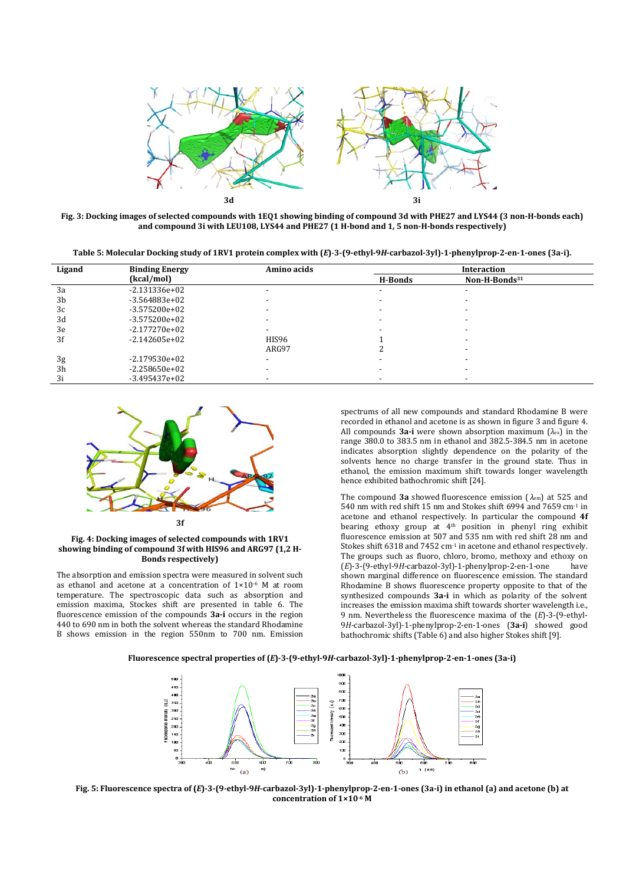**Fig. 3: Docking images of selected compounds with 1EQ1 showing binding of compound 3d with PHE27 and LYS44 (3 non-H-bonds each) and compound 3i with LEU108, LYS44 and PHE27 (1 H-bond and 1, 5 non-H-bonds respectively)**

**Table 5: Molecular Docking study of 1RV1 protein complex with (*E*)-3-(9-ethyl-9*H*-carbazol-3yl)-1-phenylprop-2-en-1-ones (3a-i).**

| Ligand | Binding Energy (kcal/mol) | Amino acids | Interaction | |
|---|---|---|---|---|
| | | | H-Bonds | Non-H-Bonds[31] |
| 3a | -2.131336e+02 | - | - | - |
| 3b | -3.564883e+02 | - | - | - |
| 3c | -3.575200e+02 | - | - | - |
| 3d | -3.575200e+02 | - | - | - |
| 3e | -2.177270e+02 | - | - | - |
| 3f | -2.142605e+02 | HIS96 | 1 | - |
| | | ARG97 | 2 | - |
| 3g | -2.179530e+02 | - | - | - |
| 3h | -2.258650e+02 | - | - | - |
| 3i | -3.495437e+02 | - | - | - |

**Fig. 4: Docking images of selected compounds with 1RV1 showing binding of compound 3f with HIS96 and ARG97 (1,2 H-Bonds respectively)**

The absorption and emission spectra were measured in solvent such as ethanol and acetone at a concentration of $1\times10^{-6}$ M at room temperature. The spectroscopic data such as absorption and emission maxima, Stockes shift are presented in table 6. The fluorescence emission of the compounds **3a-i** occurs in the region 440 to 690 nm in both the solvent whereas the standard Rhodamine B shows emission in the region 550nm to 700 nm. Emission spectrums of all new compounds and standard Rhodamine B were recorded in ethanol and acetone is as shown in figure 3 and figure 4. All compounds **3a-i** were shown absorption maximum ($\lambda_{ex}$) in the range 380.0 to 383.5 nm in ethanol and 382.5-384.5 nm in acetone indicates absorption slightly dependence on the polarity of the solvents hence no charge transfer in the ground state. Thus in ethanol, the emission maximum shift towards longer wavelength hence exhibited bathochromic shift [24].

The compound **3a** showed fluorescence emission ($\lambda_{em}$) at 525 and 540 nm with red shift 15 nm and Stokes shift 6994 and 7659 $cm^{-1}$ in acetone and ethanol respectively. In particular the compound **4f** bearing ethoxy group at 4[th] position in phenyl ring exhibit fluorescence emission at 507 and 535 nm with red shift 28 nm and Stokes shift 6318 and 7452 $cm^{-1}$ in acetone and ethanol respectively. The groups such as fluoro, chloro, bromo, methoxy and ethoxy on (*E*)-3-(9-ethyl-9*H*-carbazol-3yl)-1-phenylprop-2-en-1-one have shown marginal difference on fluorescence emission. The standard Rhodamine B shows fluorescence property opposite to that of the synthesized compounds **3a-i** in which as polarity of the solvent increases the emission maxima shift towards shorter wavelength i.e., 9 nm. Nevertheless the fluorescence maxima of the (*E*)-3-(9-ethyl-9*H*-carbazol-3yl)-1-phenylprop-2-en-1-ones (**3a-i**) showed good bathochromic shifts (Table 6) and also higher Stokes shift [9].

**Fluorescence spectral properties of (*E*)-3-(9-ethyl-9*H*-carbazol-3yl)-1-phenylprop-2-en-1-ones (3a-i)**

**Fig. 5: Fluorescence spectra of (*E*)-3-(9-ethyl-9*H*-carbazol-3yl)-1-phenylprop-2-en-1-ones (3a-i) in ethanol (a) and acetone (b) at concentration of $1\times10^{-6}$ M**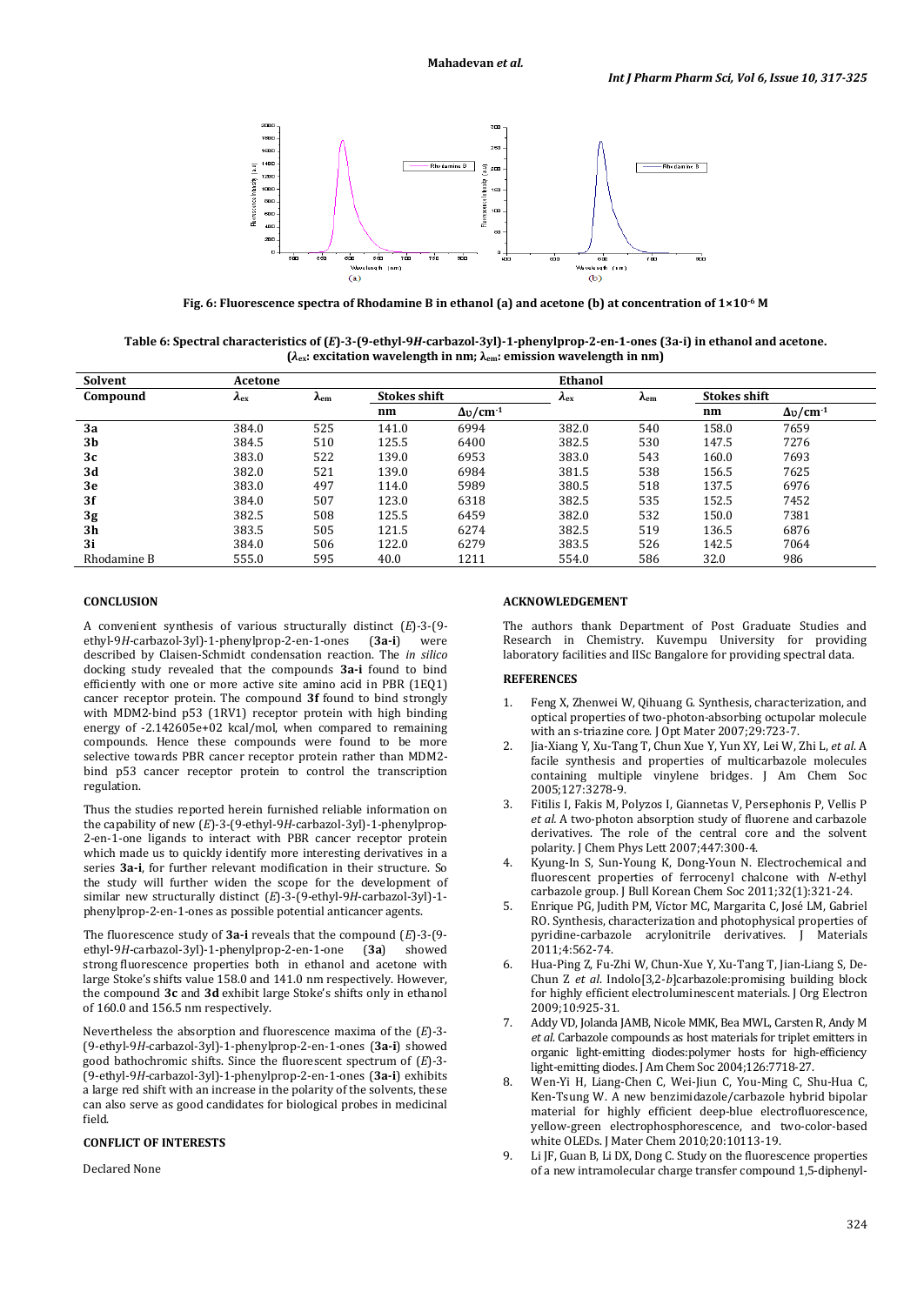Fig. 6: Fluorescence spectra of Rhodamine B in ethanol (a) and acetone (b) at concentration of $1\times10^{-6}$ M

Table 6: Spectral characteristics of (*E*)-3-(9-ethyl-9*H*-carbazol-3yl)-1-phenylprop-2-en-1-ones (3a-i) in ethanol and acetone. ($\lambda_{ex}$: excitation wavelength in nm; $\lambda_{em}$: emission wavelength in nm)

| Solvent | Acetone | | | | Ethanol | | | |
|---|---|---|---|---|---|---|---|---|
| Compound | $\lambda_{ex}$ | $\lambda_{em}$ | Stokes shift | | $\lambda_{ex}$ | $\lambda_{em}$ | Stokes shift | |
| | | | nm | $\Delta\upsilon$/cm$^{-1}$ | | | nm | $\Delta\upsilon$/cm$^{-1}$ |
| 3a | 384.0 | 525 | 141.0 | 6994 | 382.0 | 540 | 158.0 | 7659 |
| 3b | 384.5 | 510 | 125.5 | 6400 | 382.5 | 530 | 147.5 | 7276 |
| 3c | 383.0 | 522 | 139.0 | 6953 | 383.0 | 543 | 160.0 | 7693 |
| 3d | 382.0 | 521 | 139.0 | 6984 | 381.5 | 538 | 156.5 | 7625 |
| 3e | 383.0 | 497 | 114.0 | 5989 | 380.5 | 518 | 137.5 | 6976 |
| 3f | 384.0 | 507 | 123.0 | 6318 | 382.5 | 535 | 152.5 | 7452 |
| 3g | 382.5 | 508 | 125.5 | 6459 | 382.0 | 532 | 150.0 | 7381 |
| 3h | 383.5 | 505 | 121.5 | 6274 | 382.5 | 519 | 136.5 | 6876 |
| 3i | 384.0 | 506 | 122.0 | 6279 | 383.5 | 526 | 142.5 | 7064 |
| Rhodamine B | 555.0 | 595 | 40.0 | 1211 | 554.0 | 586 | 32.0 | 986 |

## CONCLUSION

A convenient synthesis of various structurally distinct (*E*)-3-(9-ethyl-9*H*-carbazol-3yl)-1-phenylprop-2-en-1-ones (**3a-i**) were described by Claisen-Schmidt condensation reaction. The *in silico* docking study revealed that the compounds **3a-i** found to bind efficiently with one or more active site amino acid in PBR (1EQ1) cancer receptor protein. The compound **3f** found to bind strongly with MDM2-bind p53 (1RV1) receptor protein with high binding energy of -2.142605e+02 kcal/mol, when compared to remaining compounds. Hence these compounds were found to be more selective towards PBR cancer receptor protein rather than MDM2-bind p53 cancer receptor protein to control the transcription regulation.

Thus the studies reported herein furnished reliable information on the capability of new (*E*)-3-(9-ethyl-9*H*-carbazol-3yl)-1-phenylprop-2-en-1-one ligands to interact with PBR cancer receptor protein which made us to quickly identify more interesting derivatives in a series **3a-i**, for further relevant modification in their structure. So the study will further widen the scope for the development of similar new structurally distinct (*E*)-3-(9-ethyl-9*H*-carbazol-3yl)-1-phenylprop-2-en-1-ones as possible potential anticancer agents.

The fluorescence study of **3a-i** reveals that the compound (*E*)-3-(9-ethyl-9*H*-carbazol-3yl)-1-phenylprop-2-en-1-one (**3a**) showed strong fluorescence properties both in ethanol and acetone with large Stoke's shifts value 158.0 and 141.0 nm respectively. However, the compound **3c** and **3d** exhibit large Stoke's shifts only in ethanol of 160.0 and 156.5 nm respectively.

Nevertheless the absorption and fluorescence maxima of the (*E*)-3-(9-ethyl-9*H*-carbazol-3yl)-1-phenylprop-2-en-1-ones (**3a-i**) showed good bathochromic shifts. Since the fluorescent spectrum of (*E*)-3-(9-ethyl-9*H*-carbazol-3yl)-1-phenylprop-2-en-1-ones (**3a-i**) exhibits a large red shift with an increase in the polarity of the solvents, these can also serve as good candidates for biological probes in medicinal field.

## CONFLICT OF INTERESTS

Declared None

## ACKNOWLEDGEMENT

The authors thank Department of Post Graduate Studies and Research in Chemistry. Kuvempu University for providing laboratory facilities and IISc Bangalore for providing spectral data.

## REFERENCES

1. Feng X, Zhenwei W, Qihuang G. Synthesis, characterization, and optical properties of two-photon-absorbing octupolar molecule with an s-triazine core. J Opt Mater 2007;29:723-7.
2. Jia-Xiang Y, Xu-Tang T, Chun Xue Y, Yun XY, Lei W, Zhi L, *et al*. A facile synthesis and properties of multicarbazole molecules containing multiple vinylene bridges. J Am Chem Soc 2005;127:3278-9.
3. Fitilis I, Fakis M, Polyzos I, Giannetas V, Persephonis P, Vellis P *et al*. A two-photon absorption study of fluorene and carbazole derivatives. The role of the central core and the solvent polarity. J Chem Phys Lett 2007;447:300-4.
4. Kyung-In S, Sun-Young K, Dong-Youn N. Electrochemical and fluorescent properties of ferrocenyl chalcone with *N*-ethyl carbazole group. J Bull Korean Chem Soc 2011;32(1):321-24.
5. Enrique PG, Judith PM, Víctor MC, Margarita C, José LM, Gabriel RO. Synthesis, characterization and photophysical properties of pyridine-carbazole acrylonitrile derivatives. J Materials 2011;4:562-74.
6. Hua-Ping Z, Fu-Zhi W, Chun-Xue Y, Xu-Tang T, Jian-Liang S, De-Chun Z *et al*. Indolo[3,2-*b*]carbazole:promising building block for highly efficient electroluminescent materials. J Org Electron 2009;10:925-31.
7. Addy VD, Jolanda JAMB, Nicole MMK, Bea MWL, Carsten R, Andy M *et al*. Carbazole compounds as host materials for triplet emitters in organic light-emitting diodes:polymer hosts for high-efficiency light-emitting diodes. J Am Chem Soc 2004;126:7718-27.
8. Wen-Yi H, Liang-Chen C, Wei-Jiun C, You-Ming C, Shu-Hua C, Ken-Tsung W. A new benzimidazole/carbazole hybrid bipolar material for highly efficient deep-blue electrofluorescence, yellow-green electrophosphorescence, and two-color-based white OLEDs. J Mater Chem 2010;20:10113-19.
9. Li JF, Guan B, Li DX, Dong C. Study on the fluorescence properties of a new intramolecular charge transfer compound 1,5-diphenyl-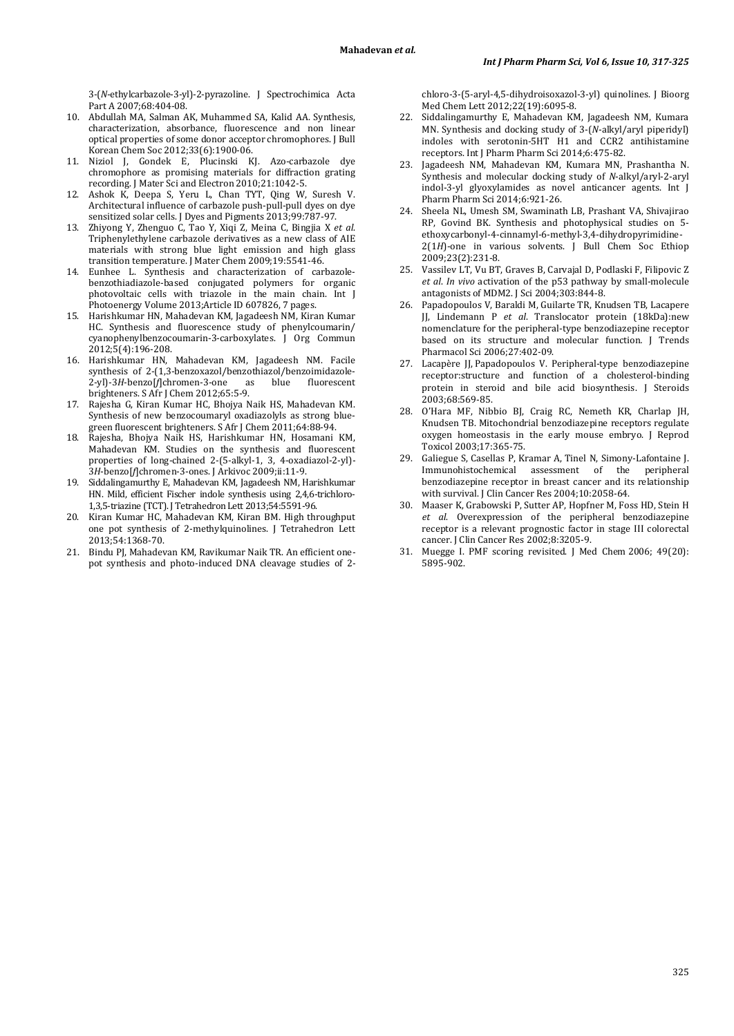3-(*N*-ethylcarbazole-3-yl)-2-pyrazoline. J Spectrochimica Acta Part A 2007;68:404-08.

10. Abdullah MA, Salman AK, Muhammed SA, Kalid AA. Synthesis, characterization, absorbance, fluorescence and non linear optical properties of some donor acceptor chromophores. J Bull Korean Chem Soc 2012;33(6):1900-06.
11. Niziol J, Gondek E, Plucinski KJ. Azo-carbazole dye chromophore as promising materials for diffraction grating recording. J Mater Sci and Electron 2010;21:1042-5.
12. Ashok K, Deepa S, Yeru L, Chan TYT, Qing W, Suresh V. Architectural influence of carbazole push-pull-pull dyes on dye sensitized solar cells. J Dyes and Pigments 2013;99:787-97.
13. Zhiyong Y, Zhenguo C, Tao Y, Xiqi Z, Meina C, Bingjia X *et al*. Triphenylethylene carbazole derivatives as a new class of AIE materials with strong blue light emission and high glass transition temperature. J Mater Chem 2009;19:5541-46.
14. Eunhee L. Synthesis and characterization of carbazole-benzothiadiazole-based conjugated polymers for organic photovoltaic cells with triazole in the main chain. Int J Photoenergy Volume 2013;Article ID 607826, 7 pages.
15. Harishkumar HN, Mahadevan KM, Jagadeesh NM, Kiran Kumar HC. Synthesis and fluorescence study of phenylcoumarin/ cyanophenylbenzocoumarin-3-carboxylates. J Org Commun 2012;5(4):196-208.
16. Harishkumar HN, Mahadevan KM, Jagadeesh NM. Facile synthesis of 2-(1,3-benzoxazol/benzothiazol/benzoimidazole-2-yl)-3*H*-benzo[*f*]chromen-3-one as blue fluorescent brighteners. S Afr J Chem 2012;65:5-9.
17. Rajesha G, Kiran Kumar HC, Bhojya Naik HS, Mahadevan KM. Synthesis of new benzocoumaryl oxadiazolyls as strong blue-green fluorescent brighteners. S Afr J Chem 2011;64:88-94.
18. Rajesha, Bhojya Naik HS, Harishkumar HN, Hosamani KM, Mahadevan KM. Studies on the synthesis and fluorescent properties of long-chained 2-(5-alkyl-1, 3, 4-oxadiazol-2-yl)-3*H*-benzo[*f*]chromen-3-ones. J Arkivoc 2009;ii:11-9.
19. Siddalingamurthy E, Mahadevan KM, Jagadeesh NM, Harishkumar HN. Mild, efficient Fischer indole synthesis using 2,4,6-trichloro-1,3,5-triazine (TCT). J Tetrahedron Lett 2013;54:5591-96.
20. Kiran Kumar HC, Mahadevan KM, Kiran BM. High throughput one pot synthesis of 2-methylquinolines. J Tetrahedron Lett 2013;54:1368-70.
21. Bindu PJ, Mahadevan KM, Ravikumar Naik TR. An efficient one-pot synthesis and photo-induced DNA cleavage studies of 2-chloro-3-(5-aryl-4,5-dihydroisoxazol-3-yl) quinolines. J Bioorg Med Chem Lett 2012;22(19):6095-8.
22. Siddalingamurthy E, Mahadevan KM, Jagadeesh NM, Kumara MN. Synthesis and docking study of 3-(*N*-alkyl/aryl piperidyl) indoles with serotonin-5HT H1 and CCR2 antihistamine receptors. Int J Pharm Pharm Sci 2014;6:475-82.
23. Jagadeesh NM, Mahadevan KM, Kumara MN, Prashantha N. Synthesis and molecular docking study of *N*-alkyl/aryl-2-aryl indol-3-yl glyoxylamides as novel anticancer agents. Int J Pharm Pharm Sci 2014;6:921-26.
24. Sheela NL, Umesh SM, Swaminath LB, Prashant VA, Shivajirao RP, Govind BK. Synthesis and photophysical studies on 5-ethoxycarbonyl-4-cinnamyl-6-methyl-3,4-dihydropyrimidine-2(1*H*)-one in various solvents. J Bull Chem Soc Ethiop 2009;23(2):231-8.
25. Vassilev LT, Vu BT, Graves B, Carvajal D, Podlaski F, Filipovic Z *et al*. *In vivo* activation of the p53 pathway by small-molecule antagonists of MDM2. J Sci 2004;303:844-8.
26. Papadopoulos V, Baraldi M, Guilarte TR, Knudsen TB, Lacapere JJ, Lindemann P *et al*. Translocator protein (18kDa):new nomenclature for the peripheral-type benzodiazepine receptor based on its structure and molecular function. J Trends Pharmacol Sci 2006;27:402-09.
27. Lacapère JJ, Papadopoulos V. Peripheral-type benzodiazepine receptor:structure and function of a cholesterol-binding protein in steroid and bile acid biosynthesis. J Steroids 2003;68:569-85.
28. O'Hara MF, Nibbio BJ, Craig RC, Nemeth KR, Charlap JH, Knudsen TB. Mitochondrial benzodiazepine receptors regulate oxygen homeostasis in the early mouse embryo. J Reprod Toxicol 2003;17:365-75.
29. Galiegue S, Casellas P, Kramar A, Tinel N, Simony-Lafontaine J. Immunohistochemical assessment of the peripheral benzodiazepine receptor in breast cancer and its relationship with survival. J Clin Cancer Res 2004;10:2058-64.
30. Maaser K, Grabowski P, Sutter AP, Hopfner M, Foss HD, Stein H *et al*. Overexpression of the peripheral benzodiazepine receptor is a relevant prognostic factor in stage III colorectal cancer. J Clin Cancer Res 2002;8:3205-9.
31. Muegge I. PMF scoring revisited. J Med Chem 2006; 49(20): 5895-902.